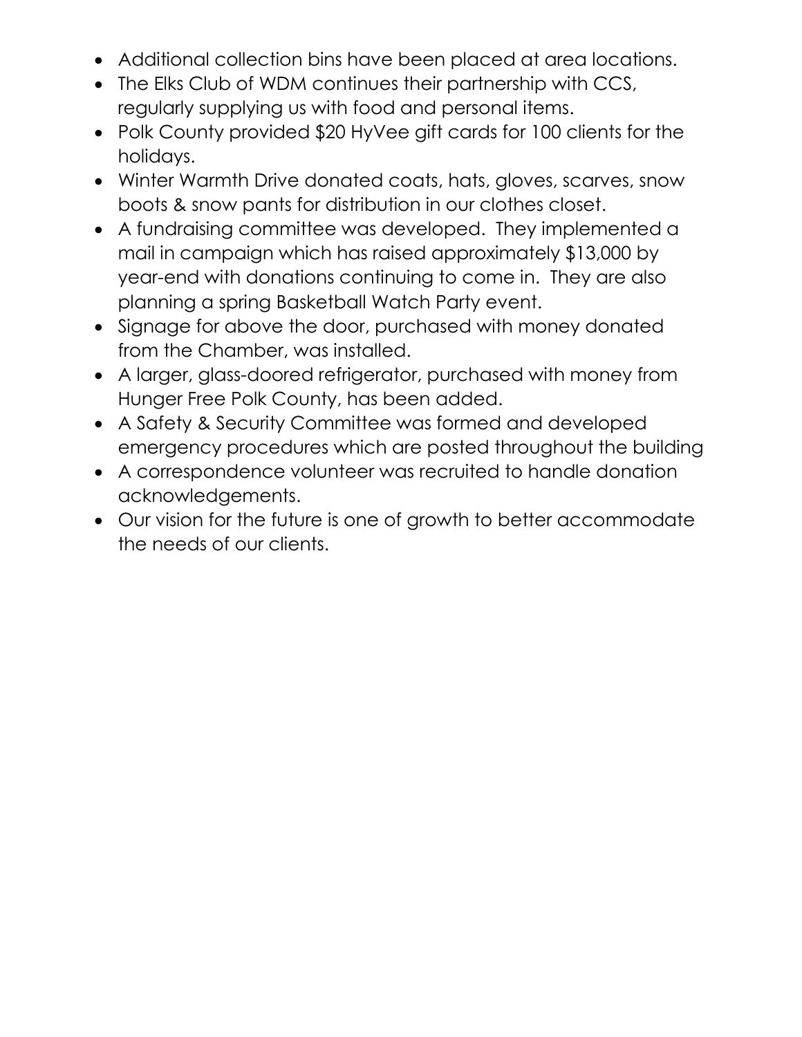- Additional collection bins have been placed at area locations.
- The Elks Club of WDM continues their partnership with CCS, regularly supplying us with food and personal items.
- Polk County provided $20 HyVee gift cards for 100 clients for the holidays.
- Winter Warmth Drive donated coats, hats, gloves, scarves, snow boots & snow pants for distribution in our clothes closet.
- A fundraising committee was developed. They implemented a mail in campaign which has raised approximately $13,000 by year-end with donations continuing to come in. They are also planning a spring Basketball Watch Party event.
- Signage for above the door, purchased with money donated from the Chamber, was installed.
- A larger, glass-doored refrigerator, purchased with money from Hunger Free Polk County, has been added.
- A Safety & Security Committee was formed and developed emergency procedures which are posted throughout the building
- A correspondence volunteer was recruited to handle donation acknowledgements.
- Our vision for the future is one of growth to better accommodate the needs of our clients.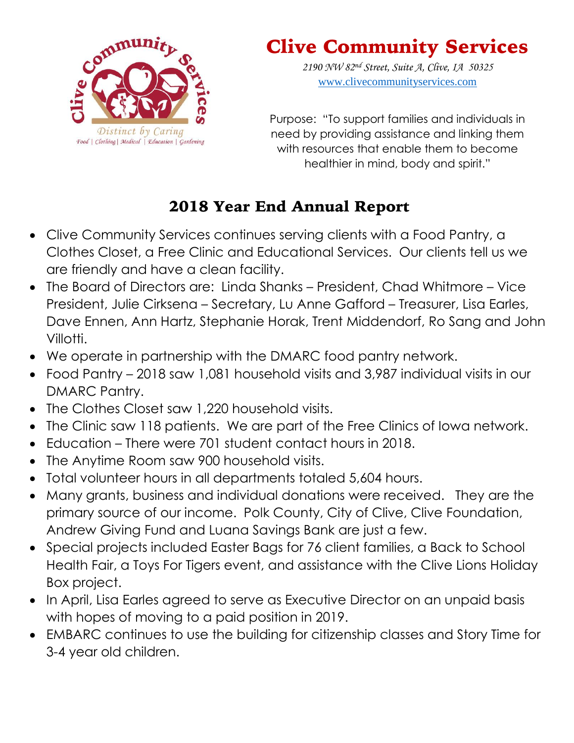# Clive Community Services

*2190 NW 82nd Street, Suite A, Clive, IA 50325*
www.clivecommunityservices.com

Purpose: "To support families and individuals in need by providing assistance and linking them with resources that enable them to become healthier in mind, body and spirit."

## 2018 Year End Annual Report

- Clive Community Services continues serving clients with a Food Pantry, a Clothes Closet, a Free Clinic and Educational Services. Our clients tell us we are friendly and have a clean facility.
- The Board of Directors are: Linda Shanks – President, Chad Whitmore – Vice President, Julie Cirksena – Secretary, Lu Anne Gafford – Treasurer, Lisa Earles, Dave Ennen, Ann Hartz, Stephanie Horak, Trent Middendorf, Ro Sang and John Villotti.
- We operate in partnership with the DMARC food pantry network.
- Food Pantry – 2018 saw 1,081 household visits and 3,987 individual visits in our DMARC Pantry.
- The Clothes Closet saw 1,220 household visits.
- The Clinic saw 118 patients. We are part of the Free Clinics of Iowa network.
- Education – There were 701 student contact hours in 2018.
- The Anytime Room saw 900 household visits.
- Total volunteer hours in all departments totaled 5,604 hours.
- Many grants, business and individual donations were received. They are the primary source of our income. Polk County, City of Clive, Clive Foundation, Andrew Giving Fund and Luana Savings Bank are just a few.
- Special projects included Easter Bags for 76 client families, a Back to School Health Fair, a Toys For Tigers event, and assistance with the Clive Lions Holiday Box project.
- In April, Lisa Earles agreed to serve as Executive Director on an unpaid basis with hopes of moving to a paid position in 2019.
- EMBARC continues to use the building for citizenship classes and Story Time for 3-4 year old children.